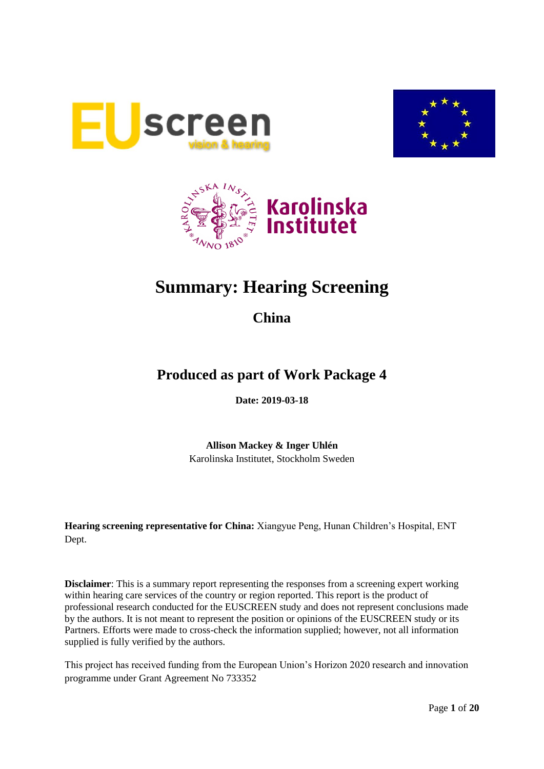# Summary: Hearing Screening

## China

## Produced as part of Work Package 4

**Date: 2019-03-18**

**Allison Mackey & Inger Uhlén**
Karolinska Institutet, Stockholm Sweden

**Hearing screening representative for China:** Xiangyue Peng, Hunan Children's Hospital, ENT Dept.

**Disclaimer**: This is a summary report representing the responses from a screening expert working within hearing care services of the country or region reported. This report is the product of professional research conducted for the EUSCREEN study and does not represent conclusions made by the authors. It is not meant to represent the position or opinions of the EUSCREEN study or its Partners. Efforts were made to cross-check the information supplied; however, not all information supplied is fully verified by the authors.

This project has received funding from the European Union's Horizon 2020 research and innovation programme under Grant Agreement No 733352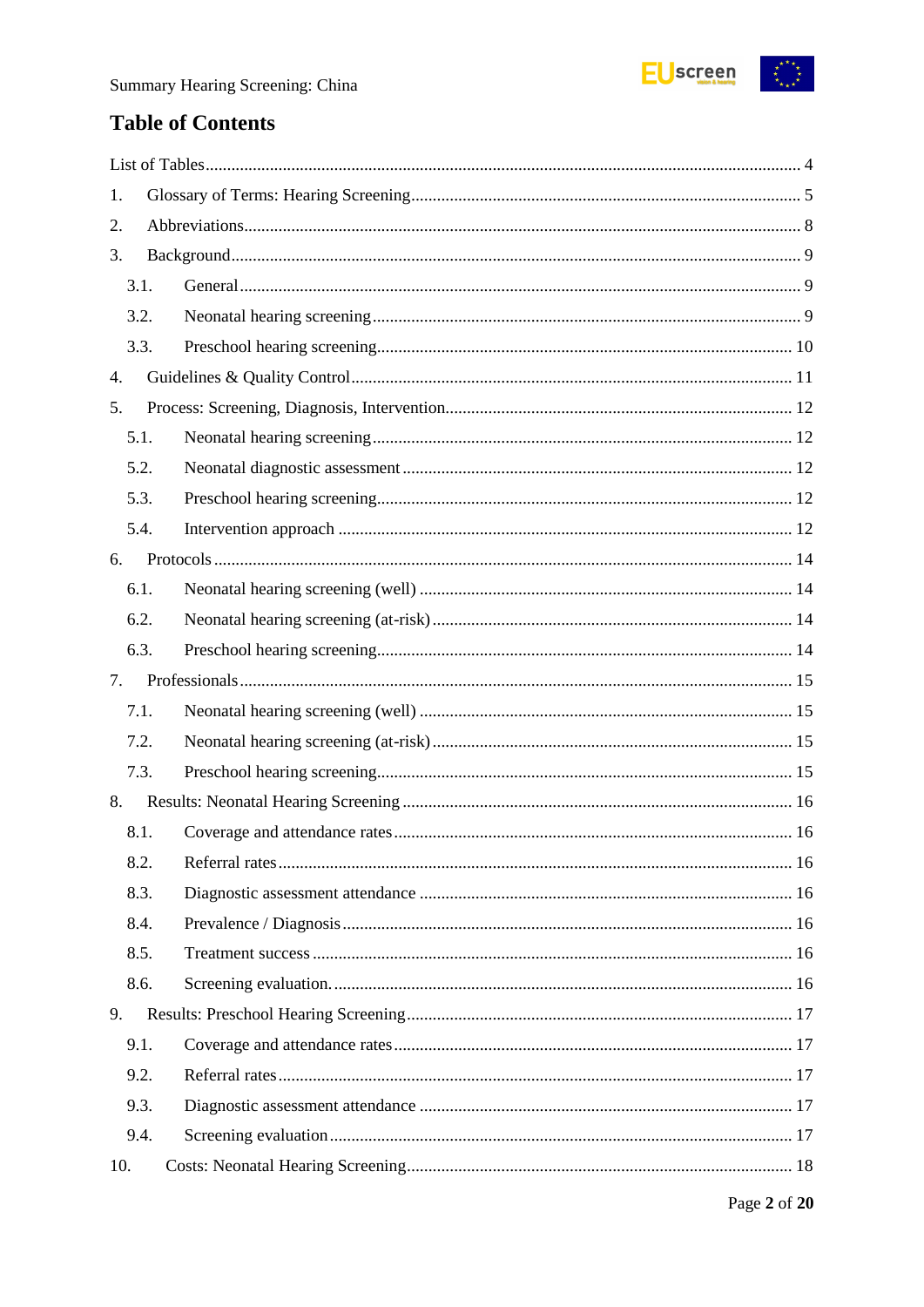# Table of Contents

List of Tables ........................................................................................................................ 4

1. Glossary of Terms: Hearing Screening ........................................................................ 5
2. Abbreviations ................................................................................................................ 8
3. Background ................................................................................................................... 9
   - 3.1. General .................................................................................................................. 9
   - 3.2. Neonatal hearing screening .................................................................................. 9
   - 3.3. Preschool hearing screening ............................................................................... 10
4. Guidelines & Quality Control ....................................................................................... 11
5. Process: Screening, Diagnosis, Intervention ................................................................ 12
   - 5.1. Neonatal hearing screening ................................................................................ 12
   - 5.2. Neonatal diagnostic assessment ......................................................................... 12
   - 5.3. Preschool hearing screening ............................................................................... 12
   - 5.4. Intervention approach ......................................................................................... 12
6. Protocols ...................................................................................................................... 14
   - 6.1. Neonatal hearing screening (well) ...................................................................... 14
   - 6.2. Neonatal hearing screening (at-risk) .................................................................. 14
   - 6.3. Preschool hearing screening ............................................................................... 14
7. Professionals ............................................................................................................... 15
   - 7.1. Neonatal hearing screening (well) ...................................................................... 15
   - 7.2. Neonatal hearing screening (at-risk) .................................................................. 15
   - 7.3. Preschool hearing screening ............................................................................... 15
8. Results: Neonatal Hearing Screening .......................................................................... 16
   - 8.1. Coverage and attendance rates ........................................................................... 16
   - 8.2. Referral rates ....................................................................................................... 16
   - 8.3. Diagnostic assessment attendance ..................................................................... 16
   - 8.4. Prevalence / Diagnosis ....................................................................................... 16
   - 8.5. Treatment success ............................................................................................... 16
   - 8.6. Screening evaluation. .......................................................................................... 16
9. Results: Preschool Hearing Screening ......................................................................... 17
   - 9.1. Coverage and attendance rates ........................................................................... 17
   - 9.2. Referral rates ....................................................................................................... 17
   - 9.3. Diagnostic assessment attendance ..................................................................... 17
   - 9.4. Screening evaluation ........................................................................................... 17
10. Costs: Neonatal Hearing Screening ............................................................................ 18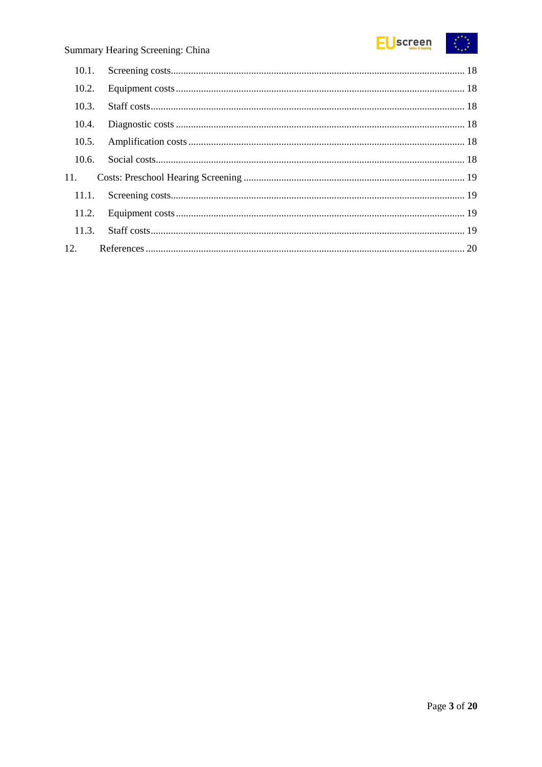10.1. Screening costs .......... 18

10.2. Equipment costs .......... 18

10.3. Staff costs .......... 18

10.4. Diagnostic costs .......... 18

10.5. Amplification costs .......... 18

10.6. Social costs .......... 18

11. Costs: Preschool Hearing Screening .......... 19

11.1. Screening costs .......... 19

11.2. Equipment costs .......... 19

11.3. Staff costs .......... 19

12. References .......... 20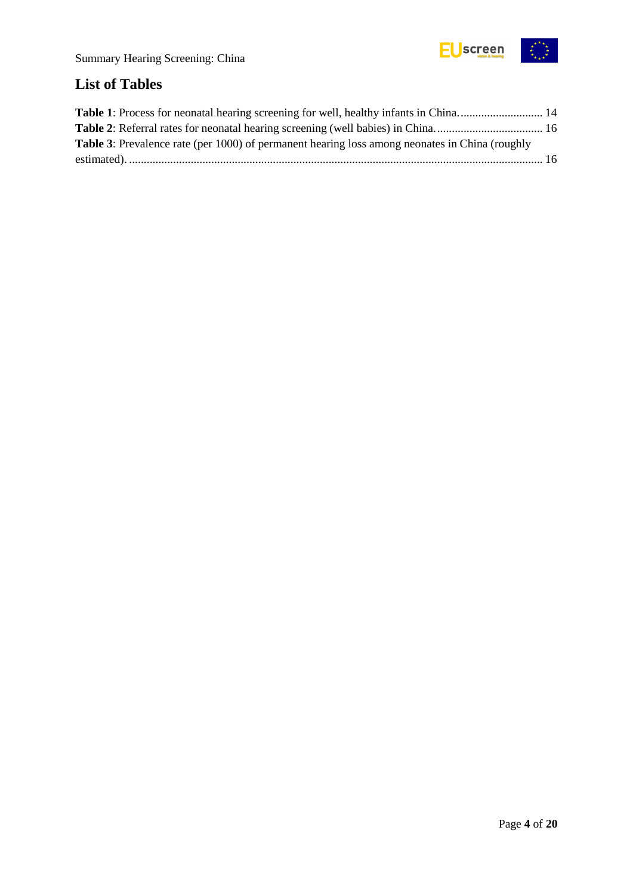## List of Tables

**Table 1**: Process for neonatal hearing screening for well, healthy infants in China. ............................ 14

**Table 2**: Referral rates for neonatal hearing screening (well babies) in China. ................................... 16

**Table 3**: Prevalence rate (per 1000) of permanent hearing loss among neonates in China (roughly estimated). ........................................................................................................................................... 16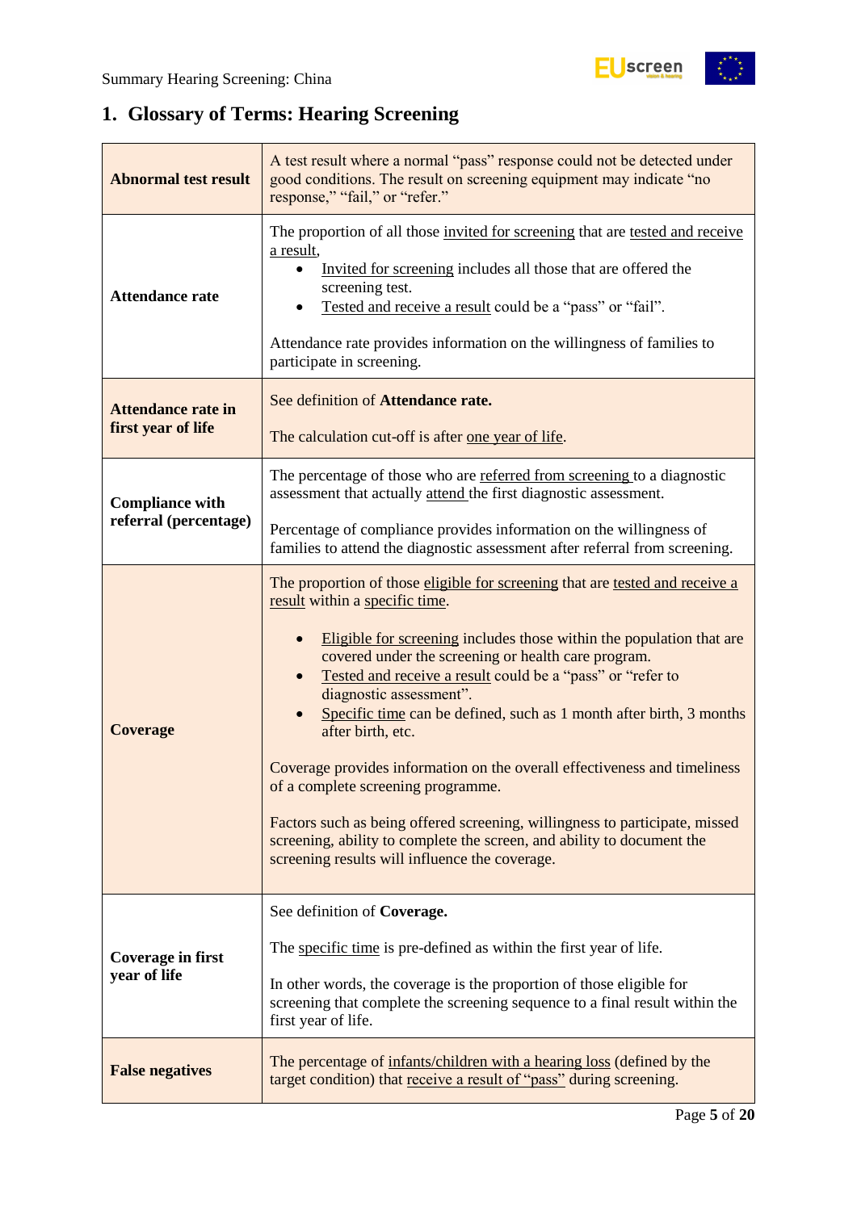## 1. Glossary of Terms: Hearing Screening

| | |
|---|---|
| **Abnormal test result** | A test result where a normal "pass" response could not be detected under good conditions. The result on screening equipment may indicate "no response," "fail," or "refer." |
| **Attendance rate** | The proportion of all those invited for screening that are tested and receive a result,<br>• Invited for screening includes all those that are offered the screening test.<br>• Tested and receive a result could be a "pass" or "fail".<br><br>Attendance rate provides information on the willingness of families to participate in screening. |
| **Attendance rate in first year of life** | See definition of **Attendance rate.**<br><br>The calculation cut-off is after one year of life. |
| **Compliance with referral (percentage)** | The percentage of those who are referred from screening to a diagnostic assessment that actually attend the first diagnostic assessment.<br><br>Percentage of compliance provides information on the willingness of families to attend the diagnostic assessment after referral from screening. |
| **Coverage** | The proportion of those eligible for screening that are tested and receive a result within a specific time.<br><br>• Eligible for screening includes those within the population that are covered under the screening or health care program.<br>• Tested and receive a result could be a "pass" or "refer to diagnostic assessment".<br>• Specific time can be defined, such as 1 month after birth, 3 months after birth, etc.<br><br>Coverage provides information on the overall effectiveness and timeliness of a complete screening programme.<br><br>Factors such as being offered screening, willingness to participate, missed screening, ability to complete the screen, and ability to document the screening results will influence the coverage. |
| **Coverage in first year of life** | See definition of **Coverage.**<br><br>The specific time is pre-defined as within the first year of life.<br><br>In other words, the coverage is the proportion of those eligible for screening that complete the screening sequence to a final result within the first year of life. |
| **False negatives** | The percentage of infants/children with a hearing loss (defined by the target condition) that receive a result of "pass" during screening. |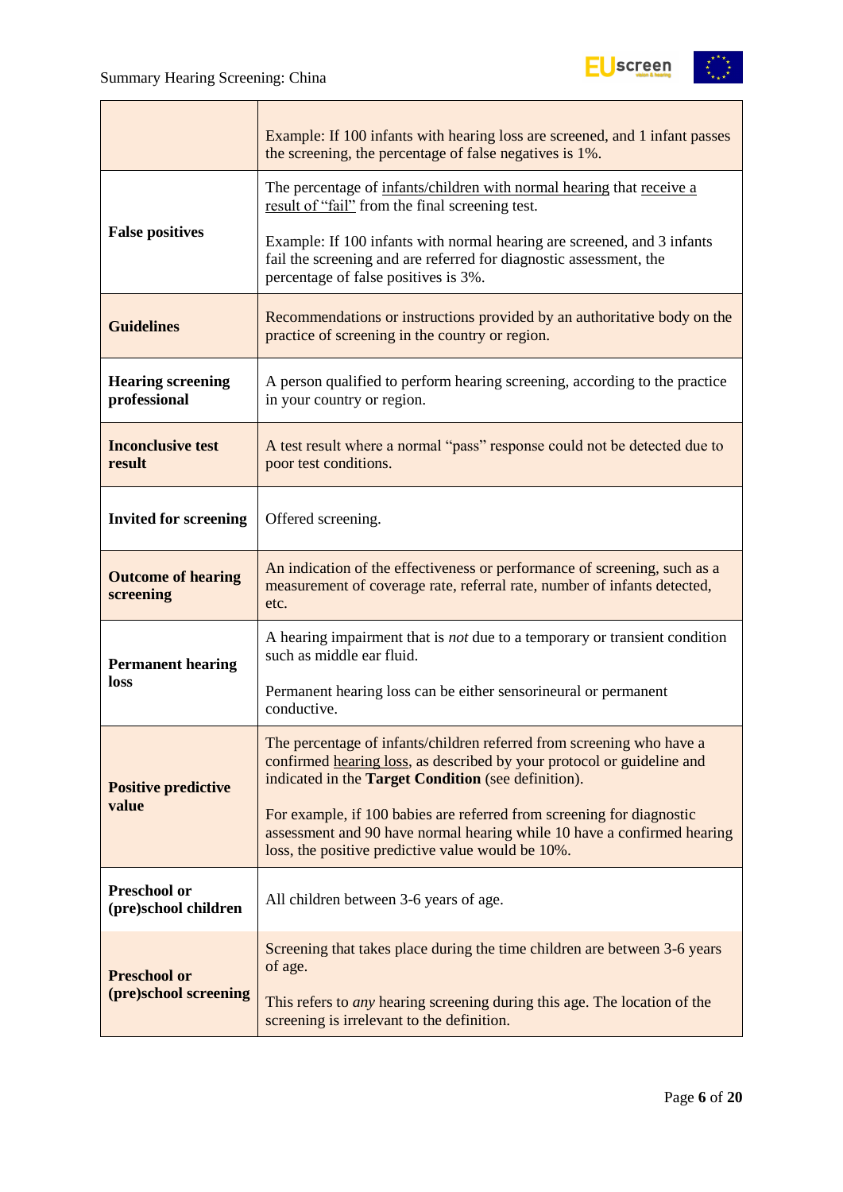| | |
|---|---|
| | Example: If 100 infants with hearing loss are screened, and 1 infant passes the screening, the percentage of false negatives is 1%. |
| **False positives** | The percentage of infants/children with normal hearing that receive a result of "fail" from the final screening test.<br><br>Example: If 100 infants with normal hearing are screened, and 3 infants fail the screening and are referred for diagnostic assessment, the percentage of false positives is 3%. |
| **Guidelines** | Recommendations or instructions provided by an authoritative body on the practice of screening in the country or region. |
| **Hearing screening professional** | A person qualified to perform hearing screening, according to the practice in your country or region. |
| **Inconclusive test result** | A test result where a normal "pass" response could not be detected due to poor test conditions. |
| **Invited for screening** | Offered screening. |
| **Outcome of hearing screening** | An indication of the effectiveness or performance of screening, such as a measurement of coverage rate, referral rate, number of infants detected, etc. |
| **Permanent hearing loss** | A hearing impairment that is *not* due to a temporary or transient condition such as middle ear fluid.<br><br>Permanent hearing loss can be either sensorineural or permanent conductive. |
| **Positive predictive value** | The percentage of infants/children referred from screening who have a confirmed hearing loss, as described by your protocol or guideline and indicated in the **Target Condition** (see definition).<br><br>For example, if 100 babies are referred from screening for diagnostic assessment and 90 have normal hearing while 10 have a confirmed hearing loss, the positive predictive value would be 10%. |
| **Preschool or (pre)school children** | All children between 3-6 years of age. |
| **Preschool or (pre)school screening** | Screening that takes place during the time children are between 3-6 years of age.<br><br>This refers to *any* hearing screening during this age. The location of the screening is irrelevant to the definition. |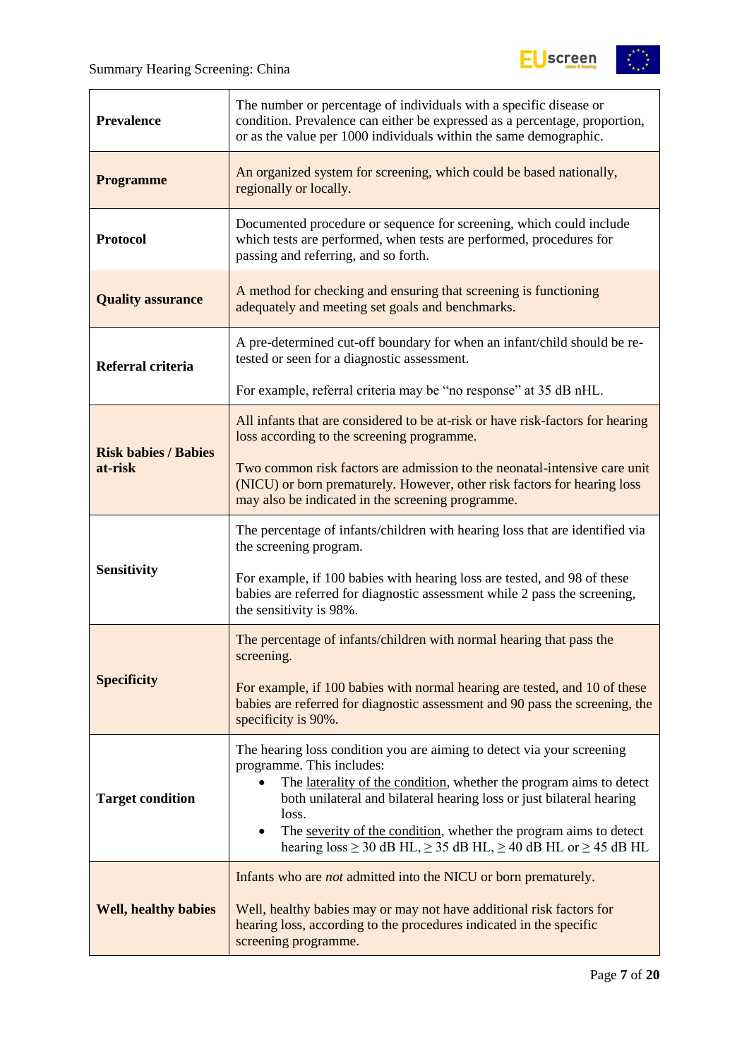| | |
|---|---|
| **Prevalence** | The number or percentage of individuals with a specific disease or condition. Prevalence can either be expressed as a percentage, proportion, or as the value per 1000 individuals within the same demographic. |
| **Programme** | An organized system for screening, which could be based nationally, regionally or locally. |
| **Protocol** | Documented procedure or sequence for screening, which could include which tests are performed, when tests are performed, procedures for passing and referring, and so forth. |
| **Quality assurance** | A method for checking and ensuring that screening is functioning adequately and meeting set goals and benchmarks. |
| **Referral criteria** | A pre-determined cut-off boundary for when an infant/child should be re-tested or seen for a diagnostic assessment.<br><br>For example, referral criteria may be "no response" at 35 dB nHL. |
| **Risk babies / Babies at-risk** | All infants that are considered to be at-risk or have risk-factors for hearing loss according to the screening programme.<br><br>Two common risk factors are admission to the neonatal-intensive care unit (NICU) or born prematurely. However, other risk factors for hearing loss may also be indicated in the screening programme. |
| **Sensitivity** | The percentage of infants/children with hearing loss that are identified via the screening program.<br><br>For example, if 100 babies with hearing loss are tested, and 98 of these babies are referred for diagnostic assessment while 2 pass the screening, the sensitivity is 98%. |
| **Specificity** | The percentage of infants/children with normal hearing that pass the screening.<br><br>For example, if 100 babies with normal hearing are tested, and 10 of these babies are referred for diagnostic assessment and 90 pass the screening, the specificity is 90%. |
| **Target condition** | The hearing loss condition you are aiming to detect via your screening programme. This includes:<br>• The laterality of the condition, whether the program aims to detect both unilateral and bilateral hearing loss or just bilateral hearing loss.<br>• The severity of the condition, whether the program aims to detect hearing loss ≥ 30 dB HL, ≥ 35 dB HL, ≥ 40 dB HL or ≥ 45 dB HL |
| **Well, healthy babies** | Infants who are *not* admitted into the NICU or born prematurely.<br><br>Well, healthy babies may or may not have additional risk factors for hearing loss, according to the procedures indicated in the specific screening programme. |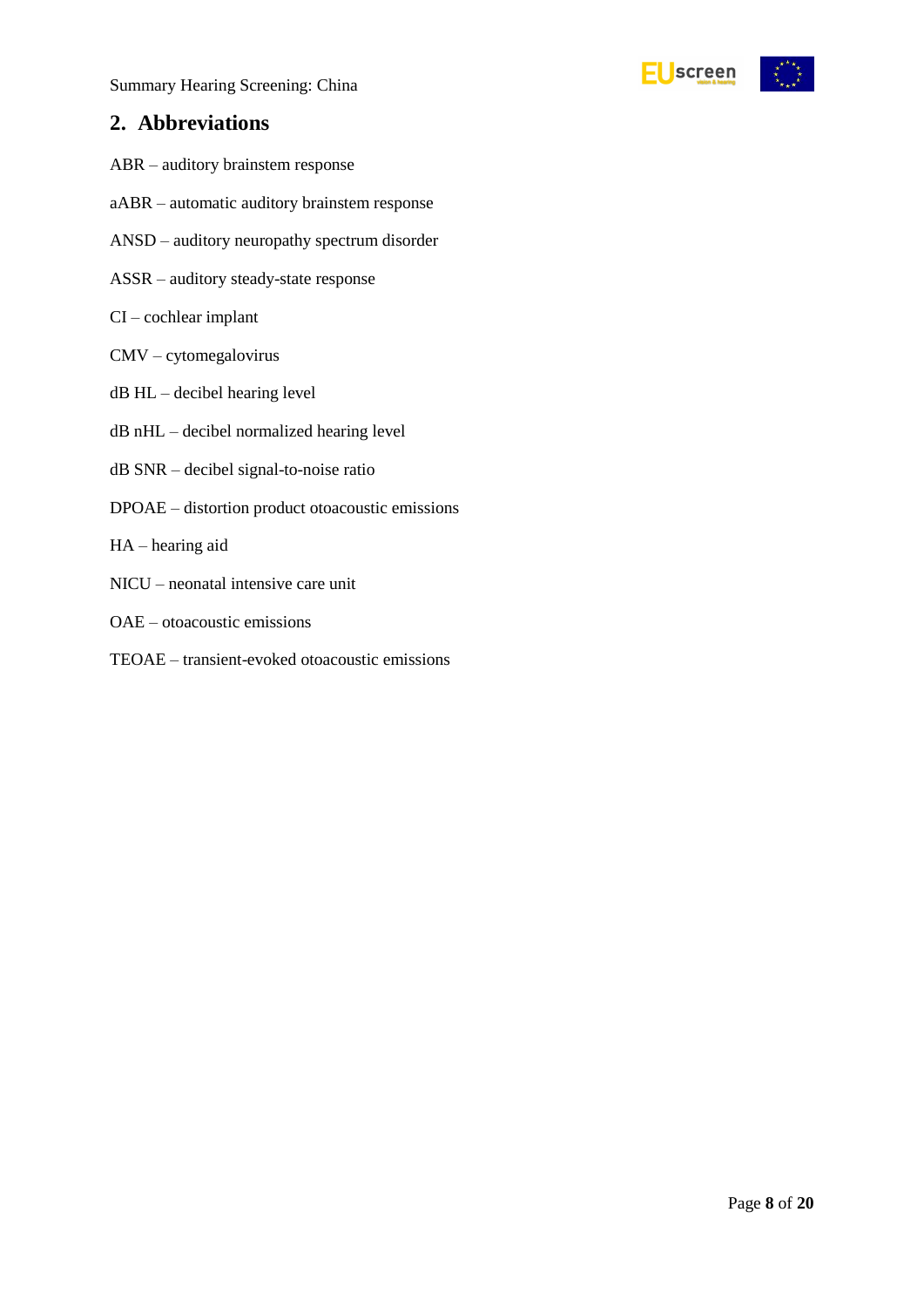## 2. Abbreviations

ABR – auditory brainstem response

aABR – automatic auditory brainstem response

ANSD – auditory neuropathy spectrum disorder

ASSR – auditory steady-state response

CI – cochlear implant

CMV – cytomegalovirus

dB HL – decibel hearing level

dB nHL – decibel normalized hearing level

dB SNR – decibel signal-to-noise ratio

DPOAE – distortion product otoacoustic emissions

HA – hearing aid

NICU – neonatal intensive care unit

OAE – otoacoustic emissions

TEOAE – transient-evoked otoacoustic emissions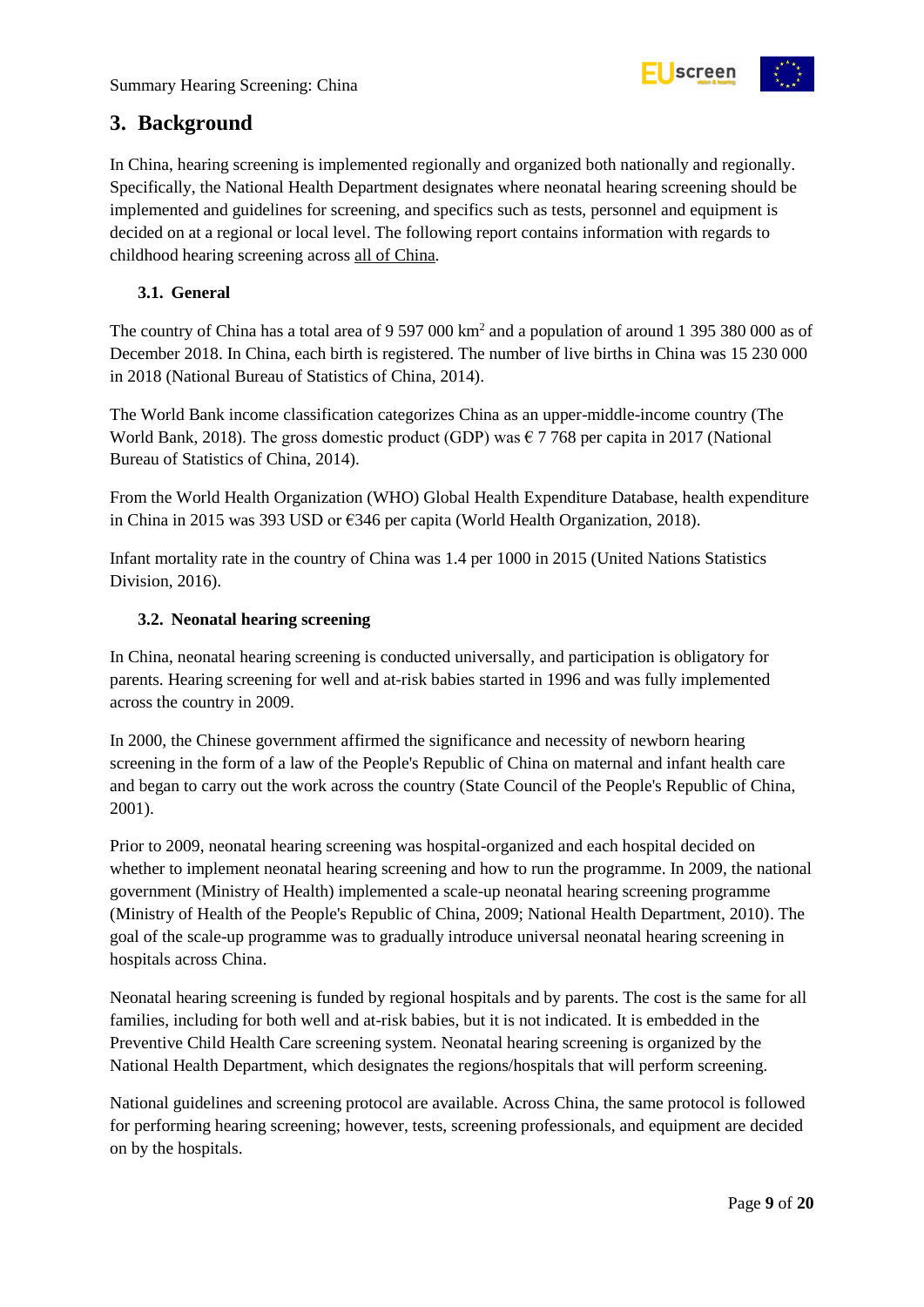## 3. Background

In China, hearing screening is implemented regionally and organized both nationally and regionally. Specifically, the National Health Department designates where neonatal hearing screening should be implemented and guidelines for screening, and specifics such as tests, personnel and equipment is decided on at a regional or local level. The following report contains information with regards to childhood hearing screening across all of China.

### 3.1. General

The country of China has a total area of 9 597 000 km$^2$ and a population of around 1 395 380 000 as of December 2018. In China, each birth is registered. The number of live births in China was 15 230 000 in 2018 (National Bureau of Statistics of China, 2014).

The World Bank income classification categorizes China as an upper-middle-income country (The World Bank, 2018). The gross domestic product (GDP) was € 7 768 per capita in 2017 (National Bureau of Statistics of China, 2014).

From the World Health Organization (WHO) Global Health Expenditure Database, health expenditure in China in 2015 was 393 USD or €346 per capita (World Health Organization, 2018).

Infant mortality rate in the country of China was 1.4 per 1000 in 2015 (United Nations Statistics Division, 2016).

### 3.2. Neonatal hearing screening

In China, neonatal hearing screening is conducted universally, and participation is obligatory for parents. Hearing screening for well and at-risk babies started in 1996 and was fully implemented across the country in 2009.

In 2000, the Chinese government affirmed the significance and necessity of newborn hearing screening in the form of a law of the People's Republic of China on maternal and infant health care and began to carry out the work across the country (State Council of the People's Republic of China, 2001).

Prior to 2009, neonatal hearing screening was hospital-organized and each hospital decided on whether to implement neonatal hearing screening and how to run the programme. In 2009, the national government (Ministry of Health) implemented a scale-up neonatal hearing screening programme (Ministry of Health of the People's Republic of China, 2009; National Health Department, 2010). The goal of the scale-up programme was to gradually introduce universal neonatal hearing screening in hospitals across China.

Neonatal hearing screening is funded by regional hospitals and by parents. The cost is the same for all families, including for both well and at-risk babies, but it is not indicated. It is embedded in the Preventive Child Health Care screening system. Neonatal hearing screening is organized by the National Health Department, which designates the regions/hospitals that will perform screening.

National guidelines and screening protocol are available. Across China, the same protocol is followed for performing hearing screening; however, tests, screening professionals, and equipment are decided on by the hospitals.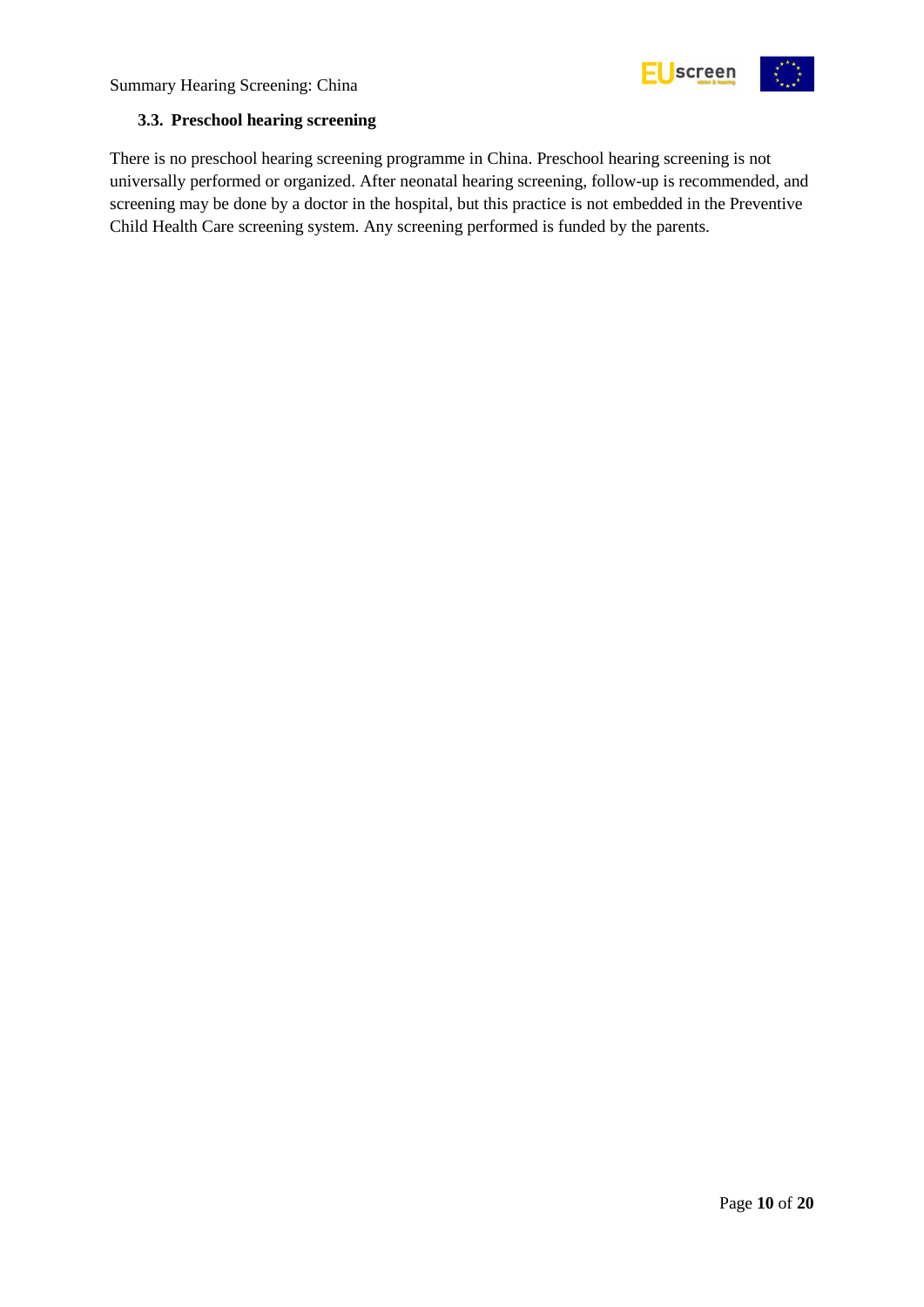### 3.3. Preschool hearing screening

There is no preschool hearing screening programme in China. Preschool hearing screening is not universally performed or organized. After neonatal hearing screening, follow-up is recommended, and screening may be done by a doctor in the hospital, but this practice is not embedded in the Preventive Child Health Care screening system. Any screening performed is funded by the parents.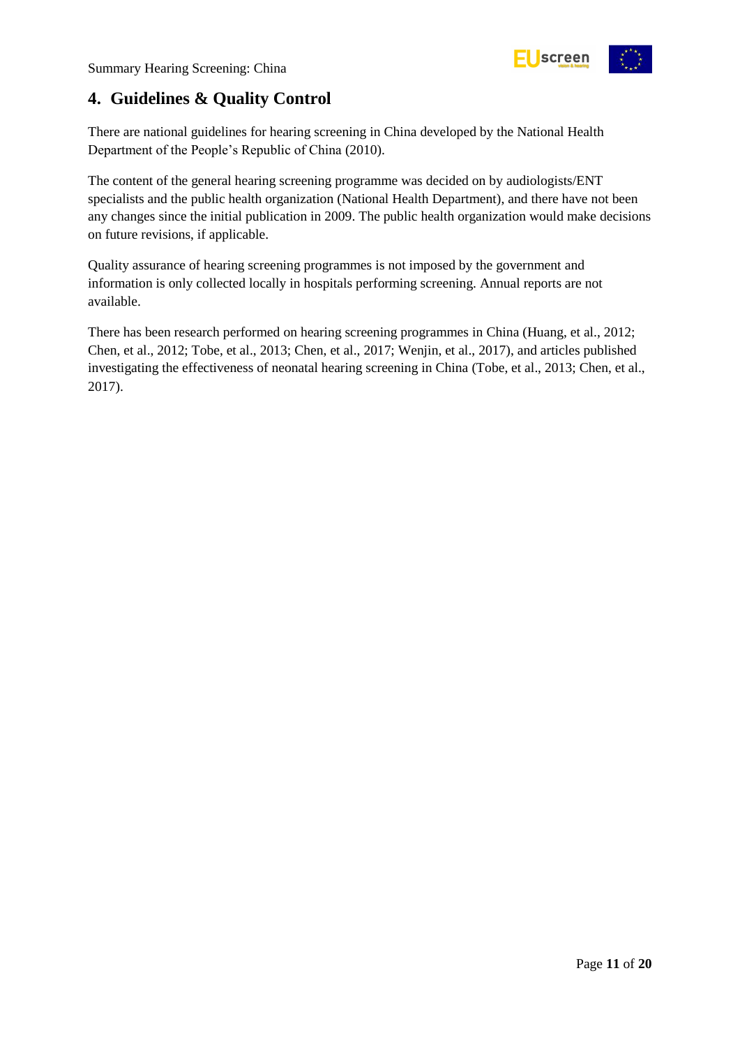## 4. Guidelines & Quality Control

There are national guidelines for hearing screening in China developed by the National Health Department of the People's Republic of China (2010).

The content of the general hearing screening programme was decided on by audiologists/ENT specialists and the public health organization (National Health Department), and there have not been any changes since the initial publication in 2009. The public health organization would make decisions on future revisions, if applicable.

Quality assurance of hearing screening programmes is not imposed by the government and information is only collected locally in hospitals performing screening. Annual reports are not available.

There has been research performed on hearing screening programmes in China (Huang, et al., 2012; Chen, et al., 2012; Tobe, et al., 2013; Chen, et al., 2017; Wenjin, et al., 2017), and articles published investigating the effectiveness of neonatal hearing screening in China (Tobe, et al., 2013; Chen, et al., 2017).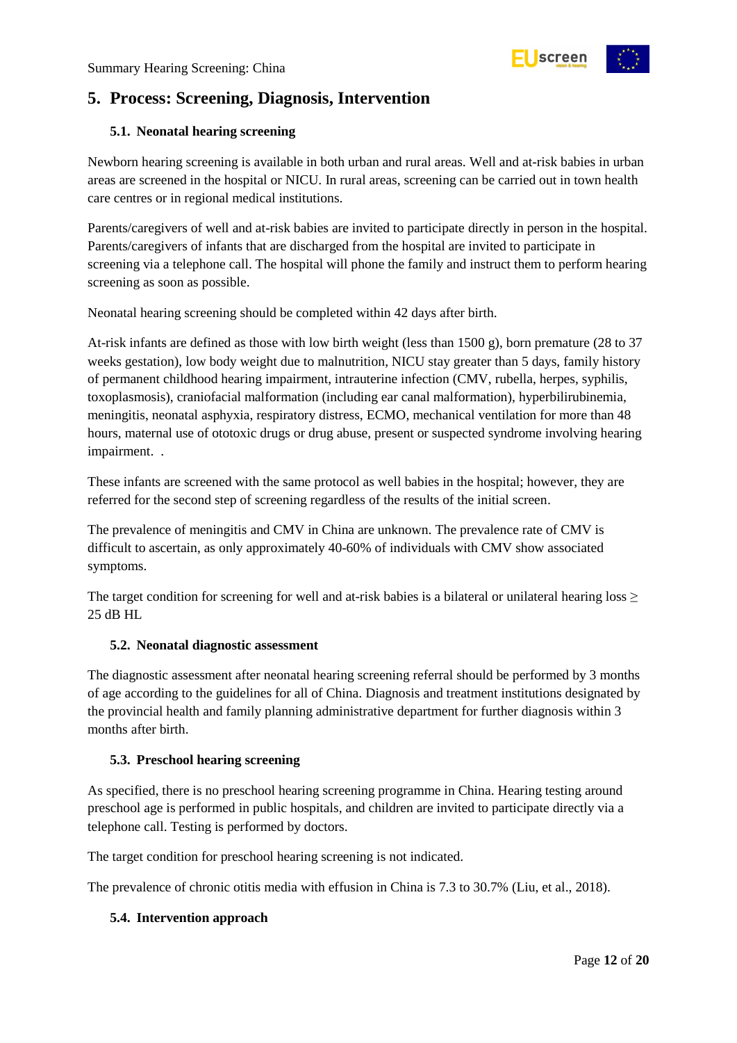## 5. Process: Screening, Diagnosis, Intervention

### 5.1. Neonatal hearing screening

Newborn hearing screening is available in both urban and rural areas. Well and at-risk babies in urban areas are screened in the hospital or NICU. In rural areas, screening can be carried out in town health care centres or in regional medical institutions.

Parents/caregivers of well and at-risk babies are invited to participate directly in person in the hospital. Parents/caregivers of infants that are discharged from the hospital are invited to participate in screening via a telephone call. The hospital will phone the family and instruct them to perform hearing screening as soon as possible.

Neonatal hearing screening should be completed within 42 days after birth.

At-risk infants are defined as those with low birth weight (less than 1500 g), born premature (28 to 37 weeks gestation), low body weight due to malnutrition, NICU stay greater than 5 days, family history of permanent childhood hearing impairment, intrauterine infection (CMV, rubella, herpes, syphilis, toxoplasmosis), craniofacial malformation (including ear canal malformation), hyperbilirubinemia, meningitis, neonatal asphyxia, respiratory distress, ECMO, mechanical ventilation for more than 48 hours, maternal use of ototoxic drugs or drug abuse, present or suspected syndrome involving hearing impairment. .

These infants are screened with the same protocol as well babies in the hospital; however, they are referred for the second step of screening regardless of the results of the initial screen.

The prevalence of meningitis and CMV in China are unknown. The prevalence rate of CMV is difficult to ascertain, as only approximately 40-60% of individuals with CMV show associated symptoms.

The target condition for screening for well and at-risk babies is a bilateral or unilateral hearing loss ≥ 25 dB HL

### 5.2. Neonatal diagnostic assessment

The diagnostic assessment after neonatal hearing screening referral should be performed by 3 months of age according to the guidelines for all of China. Diagnosis and treatment institutions designated by the provincial health and family planning administrative department for further diagnosis within 3 months after birth.

### 5.3. Preschool hearing screening

As specified, there is no preschool hearing screening programme in China. Hearing testing around preschool age is performed in public hospitals, and children are invited to participate directly via a telephone call. Testing is performed by doctors.

The target condition for preschool hearing screening is not indicated.

The prevalence of chronic otitis media with effusion in China is 7.3 to 30.7% (Liu, et al., 2018).

### 5.4. Intervention approach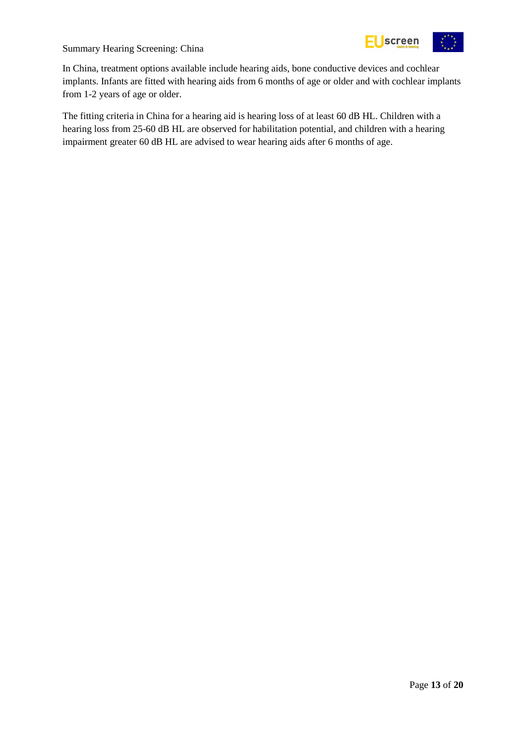In China, treatment options available include hearing aids, bone conductive devices and cochlear implants. Infants are fitted with hearing aids from 6 months of age or older and with cochlear implants from 1-2 years of age or older.

The fitting criteria in China for a hearing aid is hearing loss of at least 60 dB HL. Children with a hearing loss from 25-60 dB HL are observed for habilitation potential, and children with a hearing impairment greater 60 dB HL are advised to wear hearing aids after 6 months of age.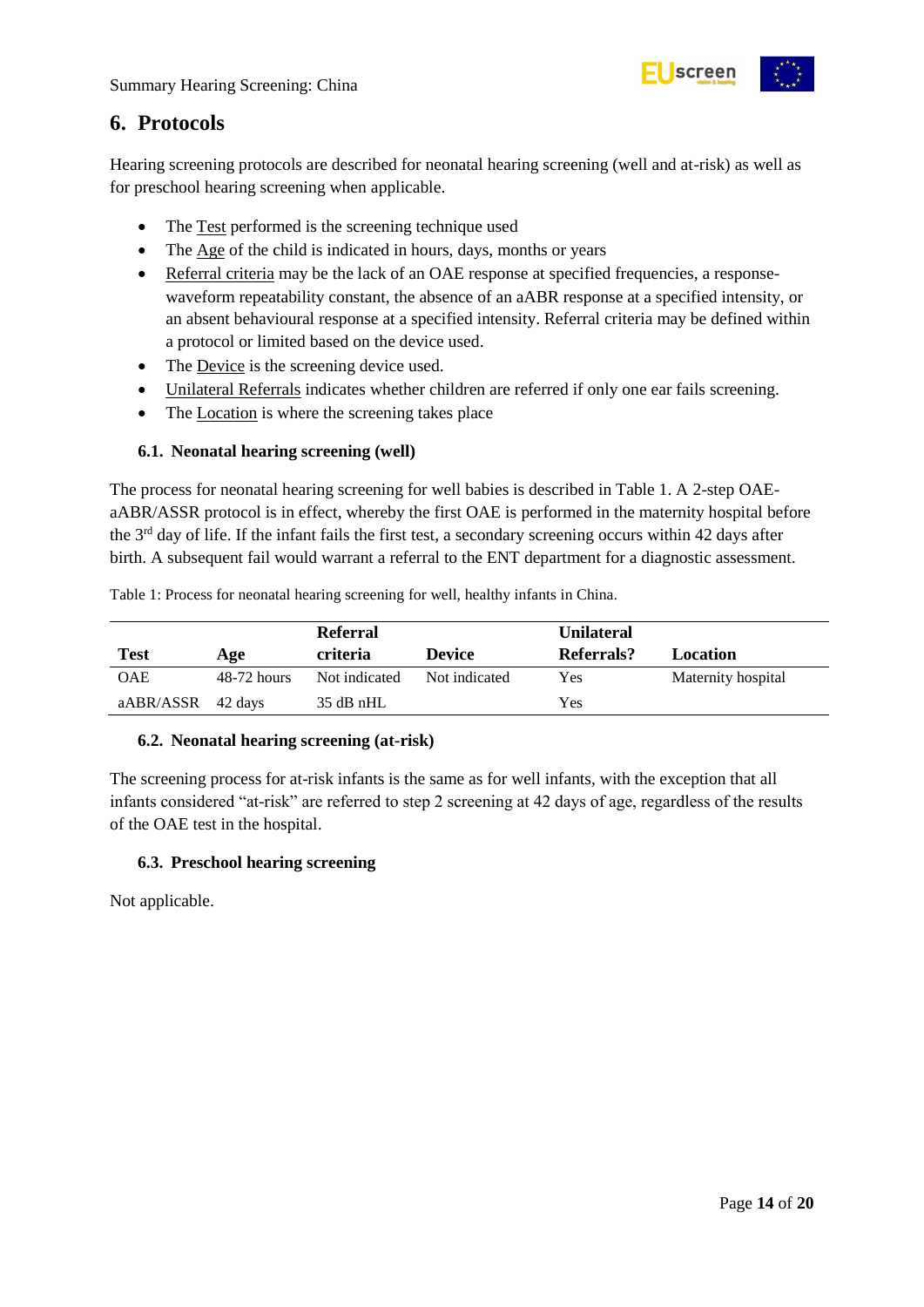## 6. Protocols

Hearing screening protocols are described for neonatal hearing screening (well and at-risk) as well as for preschool hearing screening when applicable.

- The Test performed is the screening technique used
- The Age of the child is indicated in hours, days, months or years
- Referral criteria may be the lack of an OAE response at specified frequencies, a response-waveform repeatability constant, the absence of an aABR response at a specified intensity, or an absent behavioural response at a specified intensity. Referral criteria may be defined within a protocol or limited based on the device used.
- The Device is the screening device used.
- Unilateral Referrals indicates whether children are referred if only one ear fails screening.
- The Location is where the screening takes place

### 6.1. Neonatal hearing screening (well)

The process for neonatal hearing screening for well babies is described in Table 1. A 2-step OAE-aABR/ASSR protocol is in effect, whereby the first OAE is performed in the maternity hospital before the 3rd day of life. If the infant fails the first test, a secondary screening occurs within 42 days after birth. A subsequent fail would warrant a referral to the ENT department for a diagnostic assessment.

Table 1: Process for neonatal hearing screening for well, healthy infants in China.

| Test | Age | Referral criteria | Device | Unilateral Referrals? | Location |
|---|---|---|---|---|---|
| OAE | 48-72 hours | Not indicated | Not indicated | Yes | Maternity hospital |
| aABR/ASSR | 42 days | 35 dB nHL | | Yes | |

### 6.2. Neonatal hearing screening (at-risk)

The screening process for at-risk infants is the same as for well infants, with the exception that all infants considered "at-risk" are referred to step 2 screening at 42 days of age, regardless of the results of the OAE test in the hospital.

### 6.3. Preschool hearing screening

Not applicable.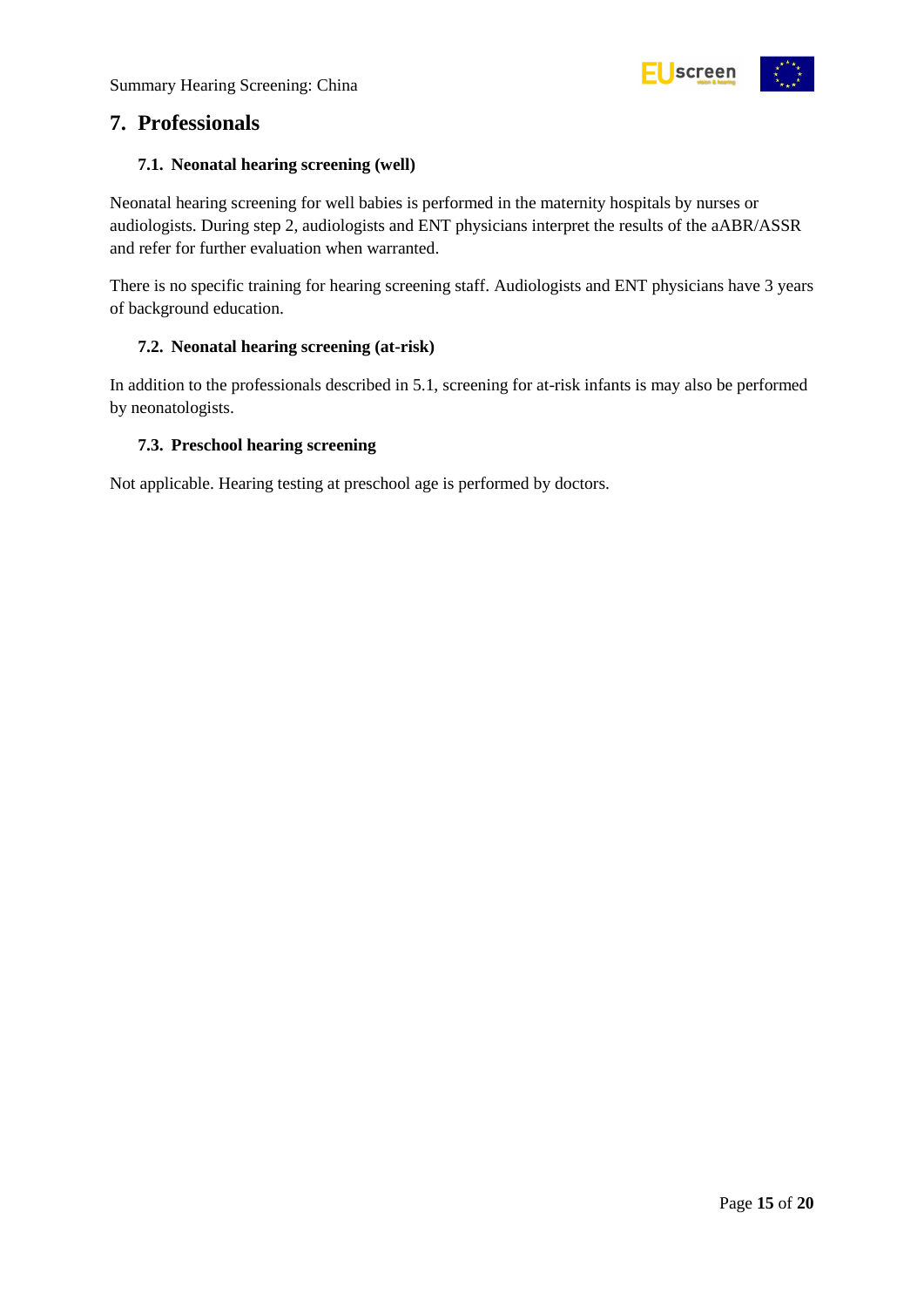## 7. Professionals

### 7.1. Neonatal hearing screening (well)

Neonatal hearing screening for well babies is performed in the maternity hospitals by nurses or audiologists. During step 2, audiologists and ENT physicians interpret the results of the aABR/ASSR and refer for further evaluation when warranted.

There is no specific training for hearing screening staff. Audiologists and ENT physicians have 3 years of background education.

### 7.2. Neonatal hearing screening (at-risk)

In addition to the professionals described in 5.1, screening for at-risk infants is may also be performed by neonatologists.

### 7.3. Preschool hearing screening

Not applicable. Hearing testing at preschool age is performed by doctors.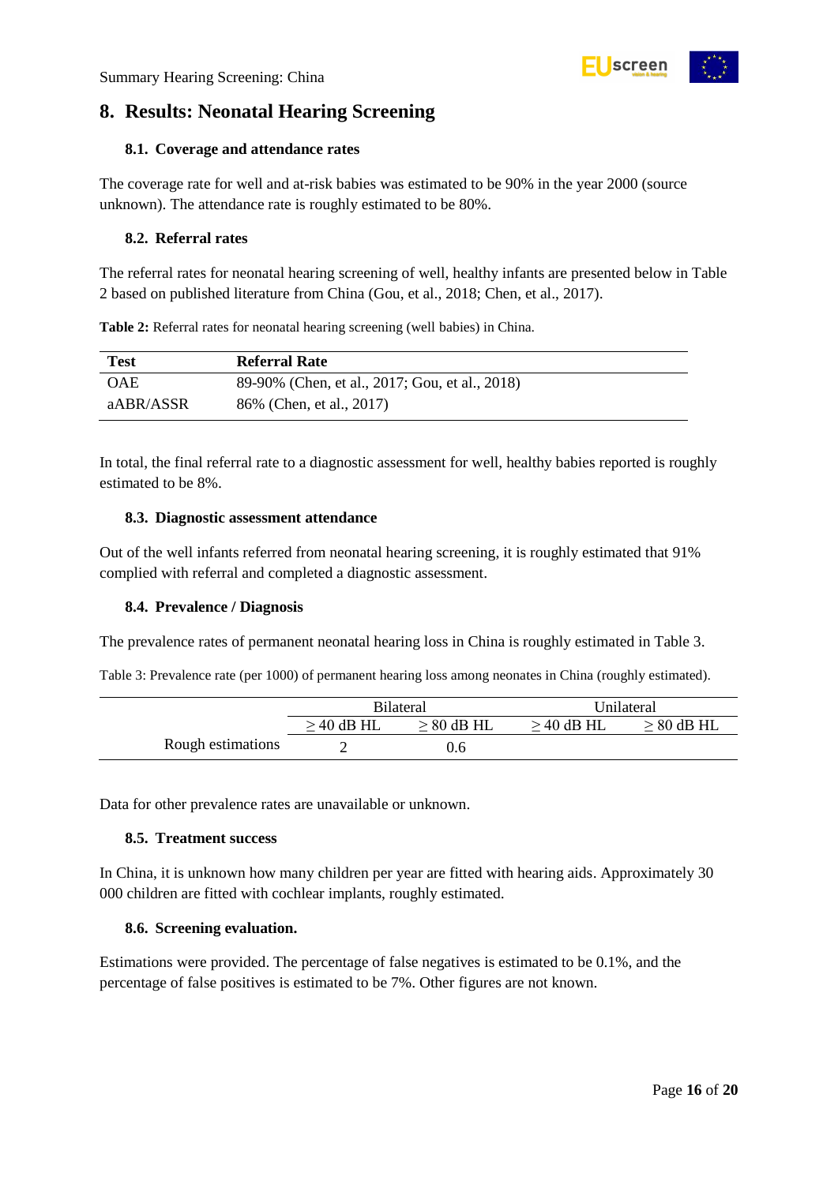## 8. Results: Neonatal Hearing Screening

### 8.1. Coverage and attendance rates

The coverage rate for well and at-risk babies was estimated to be 90% in the year 2000 (source unknown). The attendance rate is roughly estimated to be 80%.

### 8.2. Referral rates

The referral rates for neonatal hearing screening of well, healthy infants are presented below in Table 2 based on published literature from China (Gou, et al., 2018; Chen, et al., 2017).

**Table 2:** Referral rates for neonatal hearing screening (well babies) in China.

| Test | Referral Rate |
|---|---|
| OAE | 89-90% (Chen, et al., 2017; Gou, et al., 2018) |
| aABR/ASSR | 86% (Chen, et al., 2017) |

In total, the final referral rate to a diagnostic assessment for well, healthy babies reported is roughly estimated to be 8%.

### 8.3. Diagnostic assessment attendance

Out of the well infants referred from neonatal hearing screening, it is roughly estimated that 91% complied with referral and completed a diagnostic assessment.

### 8.4. Prevalence / Diagnosis

The prevalence rates of permanent neonatal hearing loss in China is roughly estimated in Table 3.

Table 3: Prevalence rate (per 1000) of permanent hearing loss among neonates in China (roughly estimated).

| | Bilateral | | Unilateral | |
|---|---|---|---|---|
| | ≥ 40 dB HL | ≥ 80 dB HL | ≥ 40 dB HL | ≥ 80 dB HL |
| Rough estimations | 2 | 0.6 | | |

Data for other prevalence rates are unavailable or unknown.

### 8.5. Treatment success

In China, it is unknown how many children per year are fitted with hearing aids. Approximately 30 000 children are fitted with cochlear implants, roughly estimated.

### 8.6. Screening evaluation.

Estimations were provided. The percentage of false negatives is estimated to be 0.1%, and the percentage of false positives is estimated to be 7%. Other figures are not known.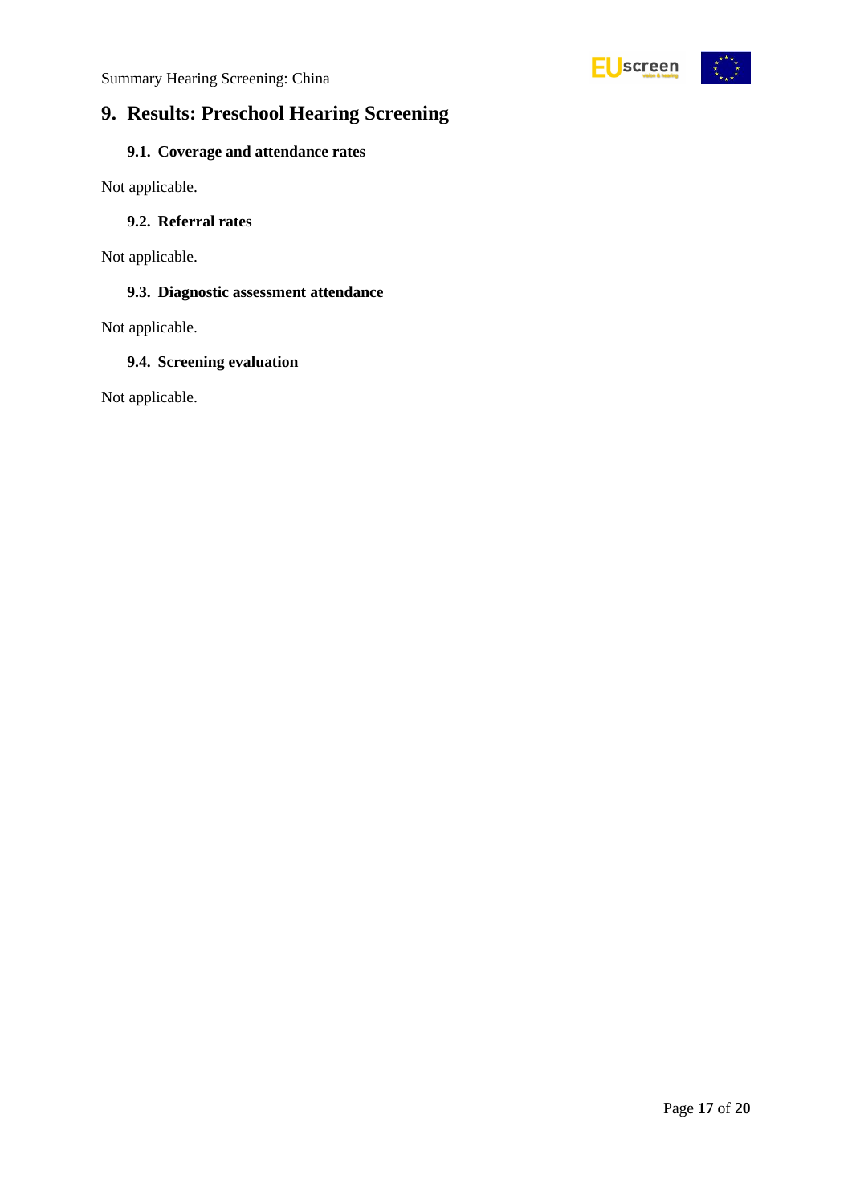# 9. Results: Preschool Hearing Screening

## 9.1. Coverage and attendance rates

Not applicable.

## 9.2. Referral rates

Not applicable.

## 9.3. Diagnostic assessment attendance

Not applicable.

## 9.4. Screening evaluation

Not applicable.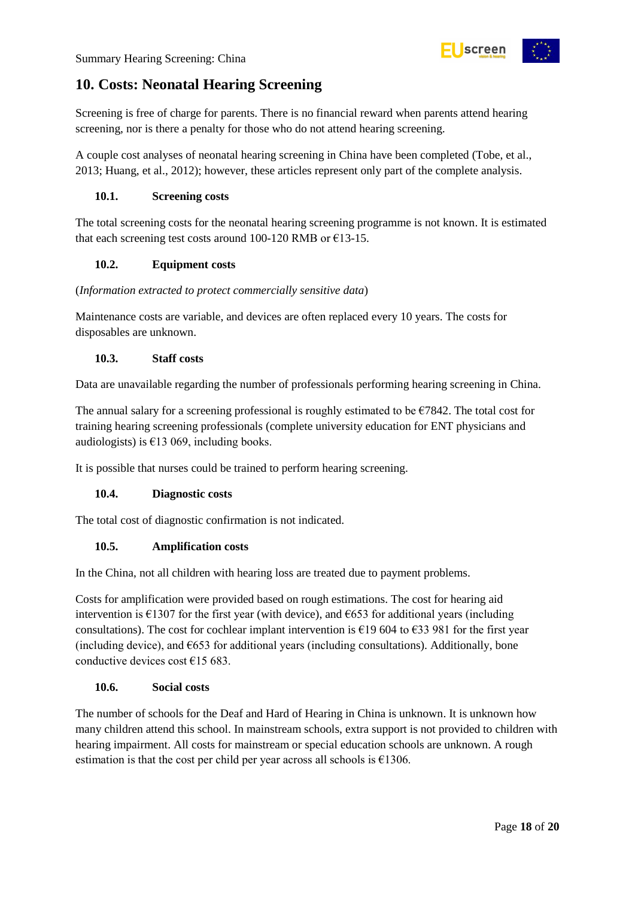## 10. Costs: Neonatal Hearing Screening

Screening is free of charge for parents. There is no financial reward when parents attend hearing screening, nor is there a penalty for those who do not attend hearing screening.

A couple cost analyses of neonatal hearing screening in China have been completed (Tobe, et al., 2013; Huang, et al., 2012); however, these articles represent only part of the complete analysis.

### 10.1. Screening costs

The total screening costs for the neonatal hearing screening programme is not known. It is estimated that each screening test costs around 100-120 RMB or €13-15.

### 10.2. Equipment costs

(*Information extracted to protect commercially sensitive data*)

Maintenance costs are variable, and devices are often replaced every 10 years. The costs for disposables are unknown.

### 10.3. Staff costs

Data are unavailable regarding the number of professionals performing hearing screening in China.

The annual salary for a screening professional is roughly estimated to be €7842. The total cost for training hearing screening professionals (complete university education for ENT physicians and audiologists) is €13 069, including books.

It is possible that nurses could be trained to perform hearing screening.

### 10.4. Diagnostic costs

The total cost of diagnostic confirmation is not indicated.

### 10.5. Amplification costs

In the China, not all children with hearing loss are treated due to payment problems.

Costs for amplification were provided based on rough estimations. The cost for hearing aid intervention is €1307 for the first year (with device), and €653 for additional years (including consultations). The cost for cochlear implant intervention is €19 604 to €33 981 for the first year (including device), and €653 for additional years (including consultations). Additionally, bone conductive devices cost €15 683.

### 10.6. Social costs

The number of schools for the Deaf and Hard of Hearing in China is unknown. It is unknown how many children attend this school. In mainstream schools, extra support is not provided to children with hearing impairment. All costs for mainstream or special education schools are unknown. A rough estimation is that the cost per child per year across all schools is €1306.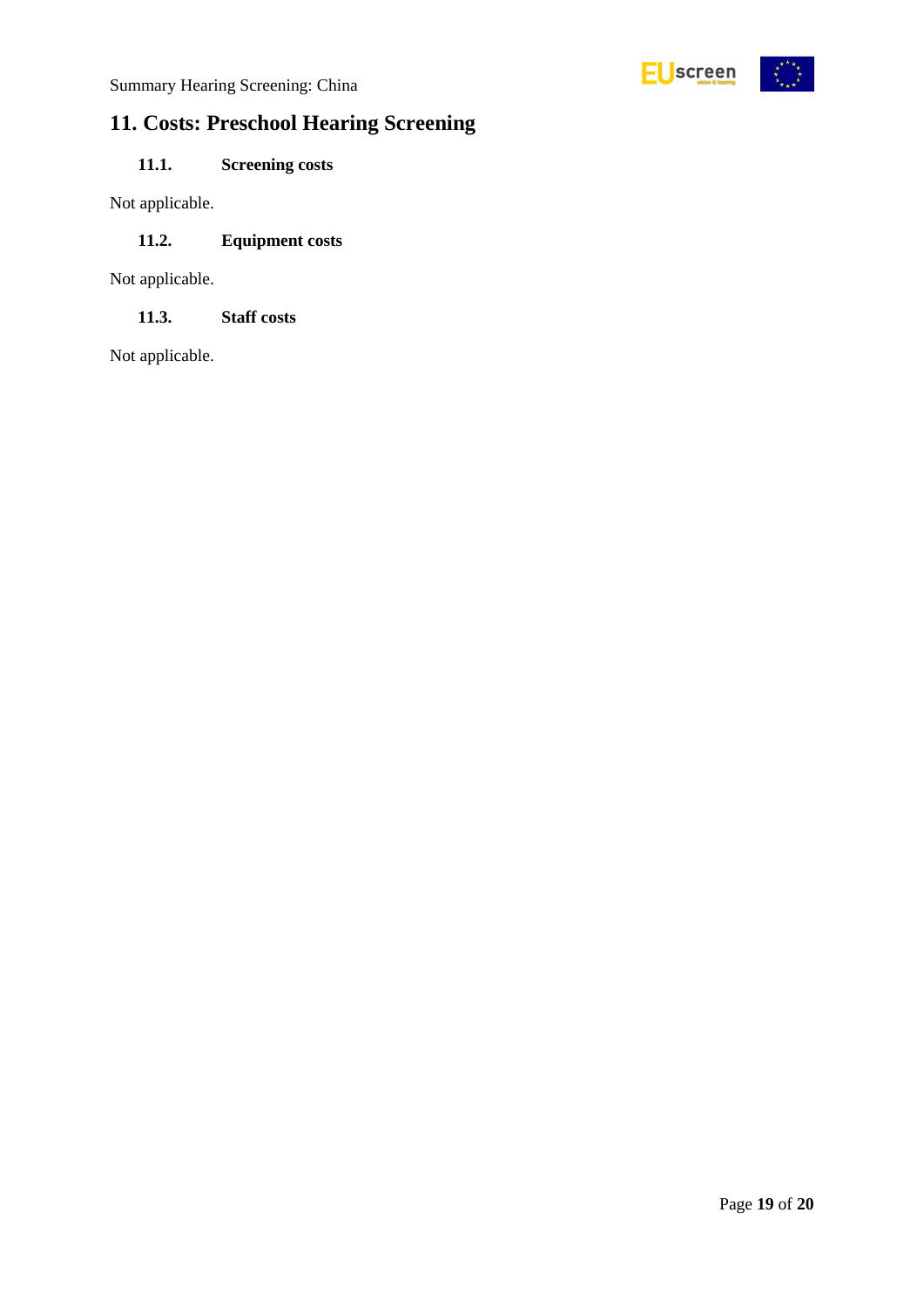## 11. Costs: Preschool Hearing Screening

### 11.1. Screening costs

Not applicable.

### 11.2. Equipment costs

Not applicable.

### 11.3. Staff costs

Not applicable.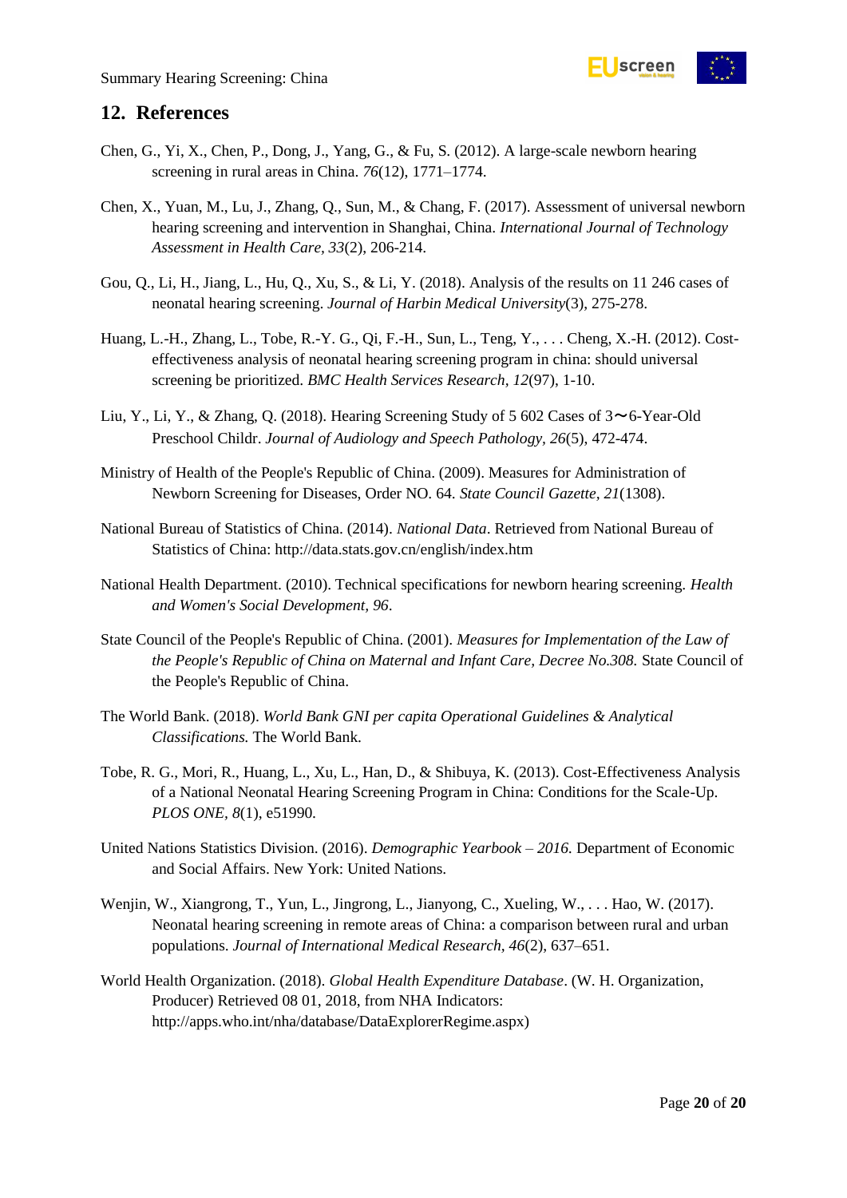## 12. References

Chen, G., Yi, X., Chen, P., Dong, J., Yang, G., & Fu, S. (2012). A large-scale newborn hearing screening in rural areas in China. *76*(12), 1771–1774.

Chen, X., Yuan, M., Lu, J., Zhang, Q., Sun, M., & Chang, F. (2017). Assessment of universal newborn hearing screening and intervention in Shanghai, China. *International Journal of Technology Assessment in Health Care, 33*(2), 206-214.

Gou, Q., Li, H., Jiang, L., Hu, Q., Xu, S., & Li, Y. (2018). Analysis of the results on 11 246 cases of neonatal hearing screening. *Journal of Harbin Medical University*(3), 275-278.

Huang, L.-H., Zhang, L., Tobe, R.-Y. G., Qi, F.-H., Sun, L., Teng, Y., . . . Cheng, X.-H. (2012). Cost-effectiveness analysis of neonatal hearing screening program in china: should universal screening be prioritized. *BMC Health Services Research, 12*(97), 1-10.

Liu, Y., Li, Y., & Zhang, Q. (2018). Hearing Screening Study of 5 602 Cases of 3～6-Year-Old Preschool Childr. *Journal of Audiology and Speech Pathology, 26*(5), 472-474.

Ministry of Health of the People's Republic of China. (2009). Measures for Administration of Newborn Screening for Diseases, Order NO. 64. *State Council Gazette, 21*(1308).

National Bureau of Statistics of China. (2014). *National Data*. Retrieved from National Bureau of Statistics of China: http://data.stats.gov.cn/english/index.htm

National Health Department. (2010). Technical specifications for newborn hearing screening. *Health and Women's Social Development, 96*.

State Council of the People's Republic of China. (2001). *Measures for Implementation of the Law of the People's Republic of China on Maternal and Infant Care, Decree No.308.* State Council of the People's Republic of China.

The World Bank. (2018). *World Bank GNI per capita Operational Guidelines & Analytical Classifications.* The World Bank.

Tobe, R. G., Mori, R., Huang, L., Xu, L., Han, D., & Shibuya, K. (2013). Cost-Effectiveness Analysis of a National Neonatal Hearing Screening Program in China: Conditions for the Scale-Up. *PLOS ONE, 8*(1), e51990.

United Nations Statistics Division. (2016). *Demographic Yearbook – 2016.* Department of Economic and Social Affairs. New York: United Nations.

Wenjin, W., Xiangrong, T., Yun, L., Jingrong, L., Jianyong, C., Xueling, W., . . . Hao, W. (2017). Neonatal hearing screening in remote areas of China: a comparison between rural and urban populations. *Journal of International Medical Research, 46*(2), 637–651.

World Health Organization. (2018). *Global Health Expenditure Database*. (W. H. Organization, Producer) Retrieved 08 01, 2018, from NHA Indicators: http://apps.who.int/nha/database/DataExplorerRegime.aspx)